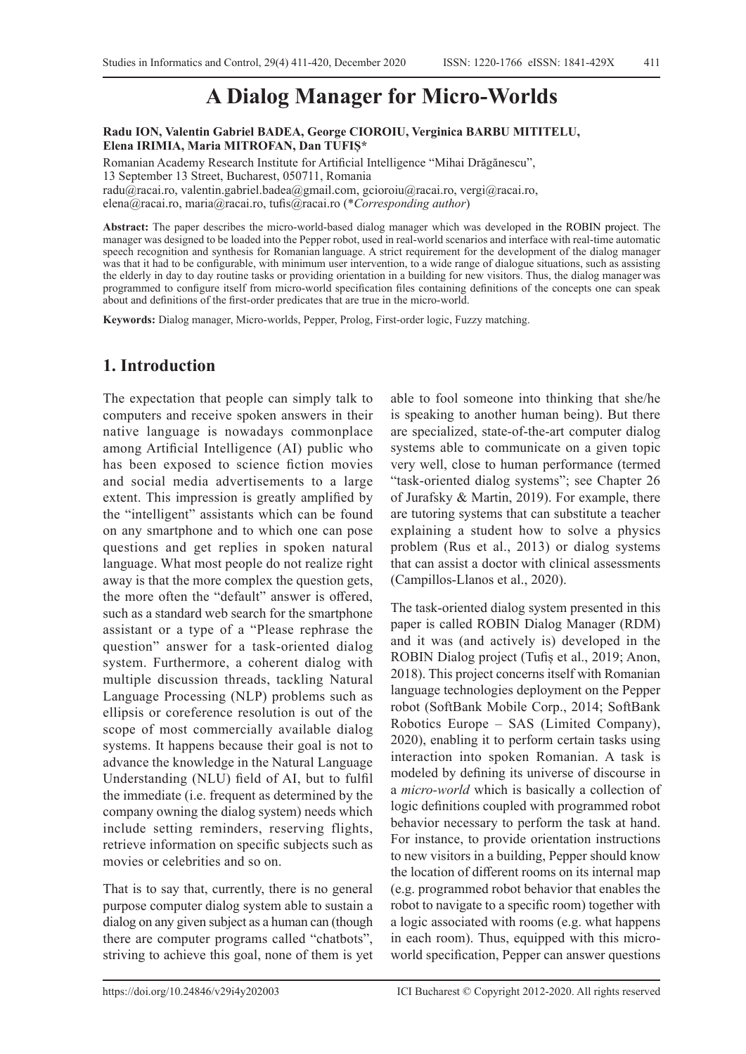# A Dialog Manager for Micro-Worlds

**Radu ION, Valentin Gabriel BADEA, George CIOROIU, Verginica BARBU MITITELU, Elena IRIMIA, Maria MITROFAN, Dan TUFIȘ***

Romanian Academy Research Institute for Artificial Intelligence "Mihai Drăgănescu",
13 September 13 Street, Bucharest, 050711, Romania
radu@racai.ro, valentin.gabriel.badea@gmail.com, gcioroiu@racai.ro, vergi@racai.ro,
elena@racai.ro, maria@racai.ro, tufis@racai.ro (**Corresponding author*)

**Abstract:** The paper describes the micro-world-based dialog manager which was developed in the ROBIN project. The manager was designed to be loaded into the Pepper robot, used in real-world scenarios and interface with real-time automatic speech recognition and synthesis for Romanian language. A strict requirement for the development of the dialog manager was that it had to be configurable, with minimum user intervention, to a wide range of dialogue situations, such as assisting the elderly in day to day routine tasks or providing orientation in a building for new visitors. Thus, the dialog manager was programmed to configure itself from micro-world specification files containing definitions of the concepts one can speak about and definitions of the first-order predicates that are true in the micro-world.

**Keywords:** Dialog manager, Micro-worlds, Pepper, Prolog, First-order logic, Fuzzy matching.

## 1. Introduction

The expectation that people can simply talk to computers and receive spoken answers in their native language is nowadays commonplace among Artificial Intelligence (AI) public who has been exposed to science fiction movies and social media advertisements to a large extent. This impression is greatly amplified by the "intelligent" assistants which can be found on any smartphone and to which one can pose questions and get replies in spoken natural language. What most people do not realize right away is that the more complex the question gets, the more often the "default" answer is offered, such as a standard web search for the smartphone assistant or a type of a "Please rephrase the question" answer for a task-oriented dialog system. Furthermore, a coherent dialog with multiple discussion threads, tackling Natural Language Processing (NLP) problems such as ellipsis or coreference resolution is out of the scope of most commercially available dialog systems. It happens because their goal is not to advance the knowledge in the Natural Language Understanding (NLU) field of AI, but to fulfil the immediate (i.e. frequent as determined by the company owning the dialog system) needs which include setting reminders, reserving flights, retrieve information on specific subjects such as movies or celebrities and so on.

That is to say that, currently, there is no general purpose computer dialog system able to sustain a dialog on any given subject as a human can (though there are computer programs called "chatbots", striving to achieve this goal, none of them is yet able to fool someone into thinking that she/he is speaking to another human being). But there are specialized, state-of-the-art computer dialog systems able to communicate on a given topic very well, close to human performance (termed "task-oriented dialog systems"; see Chapter 26 of Jurafsky & Martin, 2019). For example, there are tutoring systems that can substitute a teacher explaining a student how to solve a physics problem (Rus et al., 2013) or dialog systems that can assist a doctor with clinical assessments (Campillos-Llanos et al., 2020).

The task-oriented dialog system presented in this paper is called ROBIN Dialog Manager (RDM) and it was (and actively is) developed in the ROBIN Dialog project (Tufiș et al., 2019; Anon, 2018). This project concerns itself with Romanian language technologies deployment on the Pepper robot (SoftBank Mobile Corp., 2014; SoftBank Robotics Europe – SAS (Limited Company), 2020), enabling it to perform certain tasks using interaction into spoken Romanian. A task is modeled by defining its universe of discourse in a *micro-world* which is basically a collection of logic definitions coupled with programmed robot behavior necessary to perform the task at hand. For instance, to provide orientation instructions to new visitors in a building, Pepper should know the location of different rooms on its internal map (e.g. programmed robot behavior that enables the robot to navigate to a specific room) together with a logic associated with rooms (e.g. what happens in each room). Thus, equipped with this micro-world specification, Pepper can answer questions

https://doi.org/10.24846/v29i4y202003 ICI Bucharest © Copyright 2012-2020. All rights reserved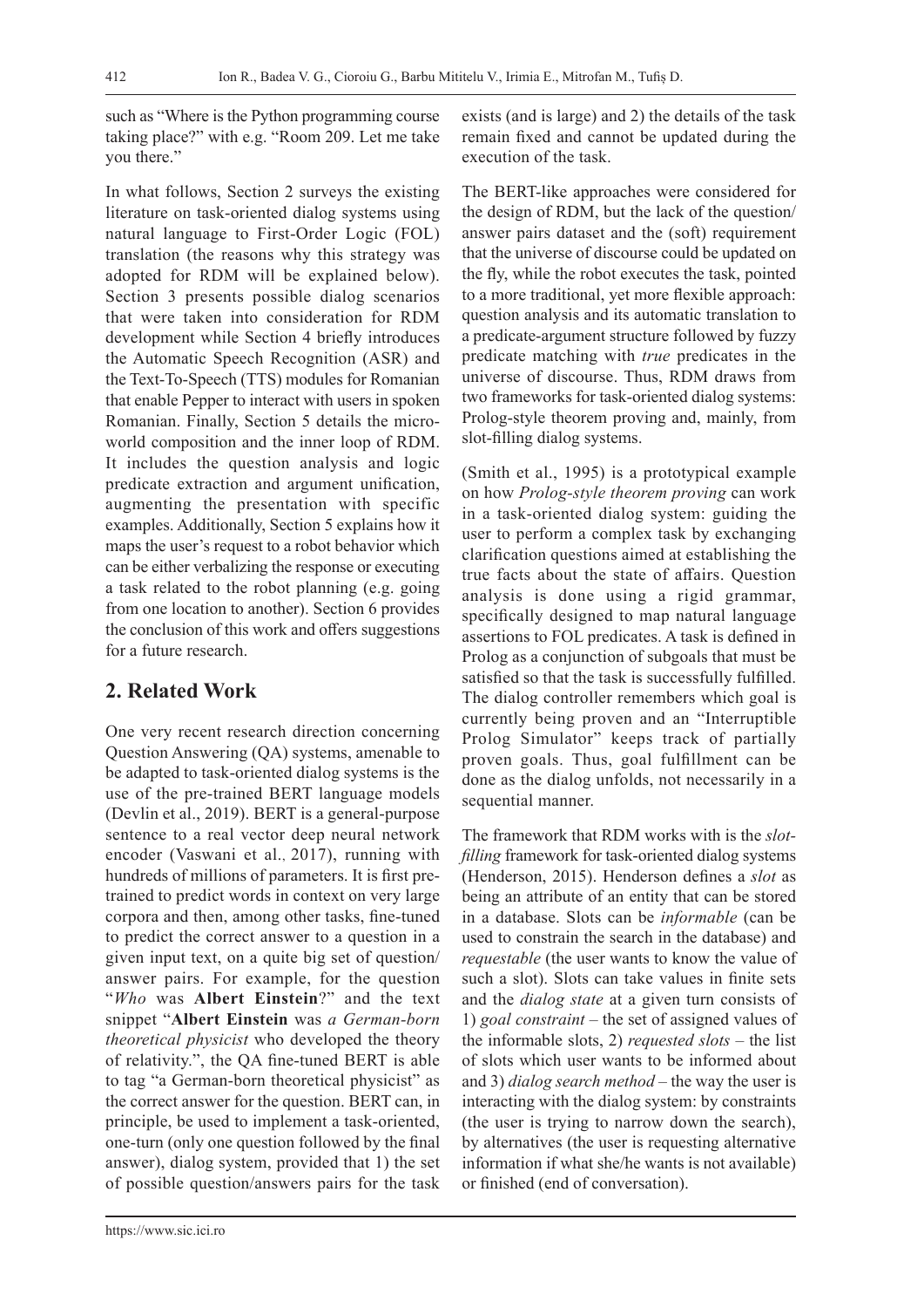such as "Where is the Python programming course taking place?" with e.g. "Room 209. Let me take you there."

In what follows, Section 2 surveys the existing literature on task-oriented dialog systems using natural language to First-Order Logic (FOL) translation (the reasons why this strategy was adopted for RDM will be explained below). Section 3 presents possible dialog scenarios that were taken into consideration for RDM development while Section 4 briefly introduces the Automatic Speech Recognition (ASR) and the Text-To-Speech (TTS) modules for Romanian that enable Pepper to interact with users in spoken Romanian. Finally, Section 5 details the micro-world composition and the inner loop of RDM. It includes the question analysis and logic predicate extraction and argument unification, augmenting the presentation with specific examples. Additionally, Section 5 explains how it maps the user's request to a robot behavior which can be either verbalizing the response or executing a task related to the robot planning (e.g. going from one location to another). Section 6 provides the conclusion of this work and offers suggestions for a future research.

## 2. Related Work

One very recent research direction concerning Question Answering (QA) systems, amenable to be adapted to task-oriented dialog systems is the use of the pre-trained BERT language models (Devlin et al., 2019). BERT is a general-purpose sentence to a real vector deep neural network encoder (Vaswani et al., 2017), running with hundreds of millions of parameters. It is first pre-trained to predict words in context on very large corpora and then, among other tasks, fine-tuned to predict the correct answer to a question in a given input text, on a quite big set of question/answer pairs. For example, for the question "*Who* was **Albert Einstein**?" and the text snippet "**Albert Einstein** was *a German-born theoretical physicist* who developed the theory of relativity.", the QA fine-tuned BERT is able to tag "a German-born theoretical physicist" as the correct answer for the question. BERT can, in principle, be used to implement a task-oriented, one-turn (only one question followed by the final answer), dialog system, provided that 1) the set of possible question/answers pairs for the task exists (and is large) and 2) the details of the task remain fixed and cannot be updated during the execution of the task.

The BERT-like approaches were considered for the design of RDM, but the lack of the question/answer pairs dataset and the (soft) requirement that the universe of discourse could be updated on the fly, while the robot executes the task, pointed to a more traditional, yet more flexible approach: question analysis and its automatic translation to a predicate-argument structure followed by fuzzy predicate matching with *true* predicates in the universe of discourse. Thus, RDM draws from two frameworks for task-oriented dialog systems: Prolog-style theorem proving and, mainly, from slot-filling dialog systems.

(Smith et al., 1995) is a prototypical example on how *Prolog-style theorem proving* can work in a task-oriented dialog system: guiding the user to perform a complex task by exchanging clarification questions aimed at establishing the true facts about the state of affairs. Question analysis is done using a rigid grammar, specifically designed to map natural language assertions to FOL predicates. A task is defined in Prolog as a conjunction of subgoals that must be satisfied so that the task is successfully fulfilled. The dialog controller remembers which goal is currently being proven and an "Interruptible Prolog Simulator" keeps track of partially proven goals. Thus, goal fulfillment can be done as the dialog unfolds, not necessarily in a sequential manner.

The framework that RDM works with is the *slot-filling* framework for task-oriented dialog systems (Henderson, 2015). Henderson defines a *slot* as being an attribute of an entity that can be stored in a database. Slots can be *informable* (can be used to constrain the search in the database) and *requestable* (the user wants to know the value of such a slot). Slots can take values in finite sets and the *dialog state* at a given turn consists of 1) *goal constraint* – the set of assigned values of the informable slots, 2) *requested slots* – the list of slots which user wants to be informed about and 3) *dialog search method* – the way the user is interacting with the dialog system: by constraints (the user is trying to narrow down the search), by alternatives (the user is requesting alternative information if what she/he wants is not available) or finished (end of conversation).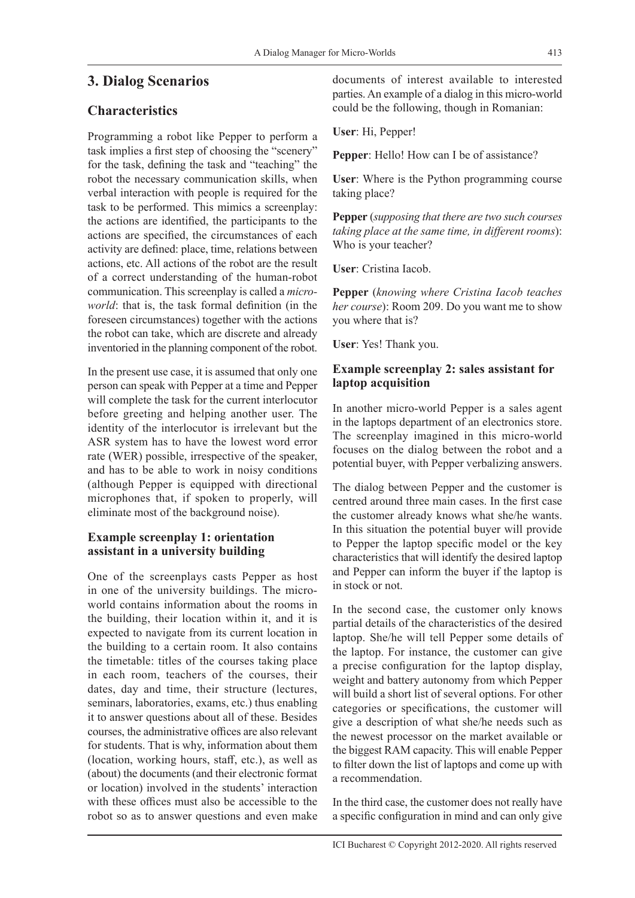## 3. Dialog Scenarios

### Characteristics

Programming a robot like Pepper to perform a task implies a first step of choosing the "scenery" for the task, defining the task and "teaching" the robot the necessary communication skills, when verbal interaction with people is required for the task to be performed. This mimics a screenplay: the actions are identified, the participants to the actions are specified, the circumstances of each activity are defined: place, time, relations between actions, etc. All actions of the robot are the result of a correct understanding of the human-robot communication. This screenplay is called a *micro-world*: that is, the task formal definition (in the foreseen circumstances) together with the actions the robot can take, which are discrete and already inventoried in the planning component of the robot.

In the present use case, it is assumed that only one person can speak with Pepper at a time and Pepper will complete the task for the current interlocutor before greeting and helping another user. The identity of the interlocutor is irrelevant but the ASR system has to have the lowest word error rate (WER) possible, irrespective of the speaker, and has to be able to work in noisy conditions (although Pepper is equipped with directional microphones that, if spoken to properly, will eliminate most of the background noise).

#### Example screenplay 1: orientation assistant in a university building

One of the screenplays casts Pepper as host in one of the university buildings. The micro-world contains information about the rooms in the building, their location within it, and it is expected to navigate from its current location in the building to a certain room. It also contains the timetable: titles of the courses taking place in each room, teachers of the courses, their dates, day and time, their structure (lectures, seminars, laboratories, exams, etc.) thus enabling it to answer questions about all of these. Besides courses, the administrative offices are also relevant for students. That is why, information about them (location, working hours, staff, etc.), as well as (about) the documents (and their electronic format or location) involved in the students' interaction with these offices must also be accessible to the robot so as to answer questions and even make documents of interest available to interested parties. An example of a dialog in this micro-world could be the following, though in Romanian:

**User**: Hi, Pepper!

**Pepper**: Hello! How can I be of assistance?

**User**: Where is the Python programming course taking place?

**Pepper** (*supposing that there are two such courses taking place at the same time, in different rooms*): Who is your teacher?

**User**: Cristina Iacob.

**Pepper** (*knowing where Cristina Iacob teaches her course*): Room 209. Do you want me to show you where that is?

**User**: Yes! Thank you.

#### Example screenplay 2: sales assistant for laptop acquisition

In another micro-world Pepper is a sales agent in the laptops department of an electronics store. The screenplay imagined in this micro-world focuses on the dialog between the robot and a potential buyer, with Pepper verbalizing answers.

The dialog between Pepper and the customer is centred around three main cases. In the first case the customer already knows what she/he wants. In this situation the potential buyer will provide to Pepper the laptop specific model or the key characteristics that will identify the desired laptop and Pepper can inform the buyer if the laptop is in stock or not.

In the second case, the customer only knows partial details of the characteristics of the desired laptop. She/he will tell Pepper some details of the laptop. For instance, the customer can give a precise configuration for the laptop display, weight and battery autonomy from which Pepper will build a short list of several options. For other categories or specifications, the customer will give a description of what she/he needs such as the newest processor on the market available or the biggest RAM capacity. This will enable Pepper to filter down the list of laptops and come up with a recommendation.

In the third case, the customer does not really have a specific configuration in mind and can only give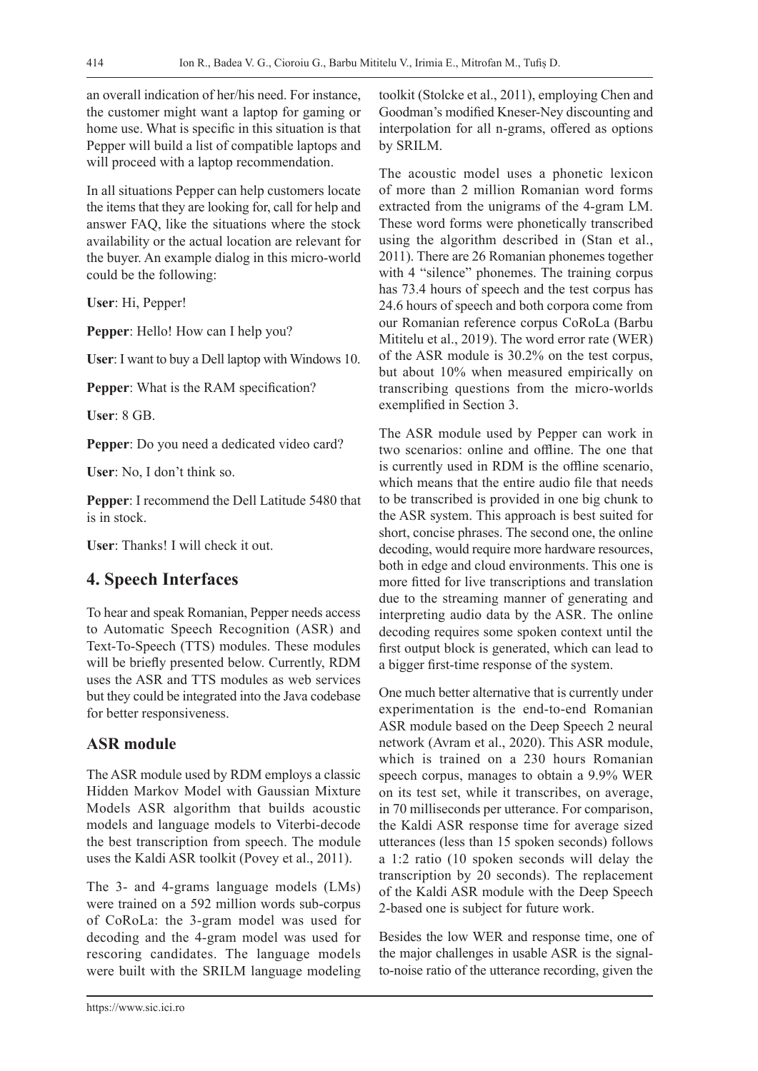an overall indication of her/his need. For instance, the customer might want a laptop for gaming or home use. What is specific in this situation is that Pepper will build a list of compatible laptops and will proceed with a laptop recommendation.

In all situations Pepper can help customers locate the items that they are looking for, call for help and answer FAQ, like the situations where the stock availability or the actual location are relevant for the buyer. An example dialog in this micro-world could be the following:

**User**: Hi, Pepper!

**Pepper**: Hello! How can I help you?

**User**: I want to buy a Dell laptop with Windows 10.

**Pepper**: What is the RAM specification?

**User**: 8 GB.

**Pepper**: Do you need a dedicated video card?

**User**: No, I don't think so.

**Pepper**: I recommend the Dell Latitude 5480 that is in stock.

**User**: Thanks! I will check it out.

## 4. Speech Interfaces

To hear and speak Romanian, Pepper needs access to Automatic Speech Recognition (ASR) and Text-To-Speech (TTS) modules. These modules will be briefly presented below. Currently, RDM uses the ASR and TTS modules as web services but they could be integrated into the Java codebase for better responsiveness.

### ASR module

The ASR module used by RDM employs a classic Hidden Markov Model with Gaussian Mixture Models ASR algorithm that builds acoustic models and language models to Viterbi-decode the best transcription from speech. The module uses the Kaldi ASR toolkit (Povey et al., 2011).

The 3- and 4-grams language models (LMs) were trained on a 592 million words sub-corpus of CoRoLa: the 3-gram model was used for decoding and the 4-gram model was used for rescoring candidates. The language models were built with the SRILM language modeling toolkit (Stolcke et al., 2011), employing Chen and Goodman's modified Kneser-Ney discounting and interpolation for all n-grams, offered as options by SRILM.

The acoustic model uses a phonetic lexicon of more than 2 million Romanian word forms extracted from the unigrams of the 4-gram LM. These word forms were phonetically transcribed using the algorithm described in (Stan et al., 2011). There are 26 Romanian phonemes together with 4 "silence" phonemes. The training corpus has 73.4 hours of speech and the test corpus has 24.6 hours of speech and both corpora come from our Romanian reference corpus CoRoLa (Barbu Mititelu et al., 2019). The word error rate (WER) of the ASR module is 30.2% on the test corpus, but about 10% when measured empirically on transcribing questions from the micro-worlds exemplified in Section 3.

The ASR module used by Pepper can work in two scenarios: online and offline. The one that is currently used in RDM is the offline scenario, which means that the entire audio file that needs to be transcribed is provided in one big chunk to the ASR system. This approach is best suited for short, concise phrases. The second one, the online decoding, would require more hardware resources, both in edge and cloud environments. This one is more fitted for live transcriptions and translation due to the streaming manner of generating and interpreting audio data by the ASR. The online decoding requires some spoken context until the first output block is generated, which can lead to a bigger first-time response of the system.

One much better alternative that is currently under experimentation is the end-to-end Romanian ASR module based on the Deep Speech 2 neural network (Avram et al., 2020). This ASR module, which is trained on a 230 hours Romanian speech corpus, manages to obtain a 9.9% WER on its test set, while it transcribes, on average, in 70 milliseconds per utterance. For comparison, the Kaldi ASR response time for average sized utterances (less than 15 spoken seconds) follows a 1:2 ratio (10 spoken seconds will delay the transcription by 20 seconds). The replacement of the Kaldi ASR module with the Deep Speech 2-based one is subject for future work.

Besides the low WER and response time, one of the major challenges in usable ASR is the signal-to-noise ratio of the utterance recording, given the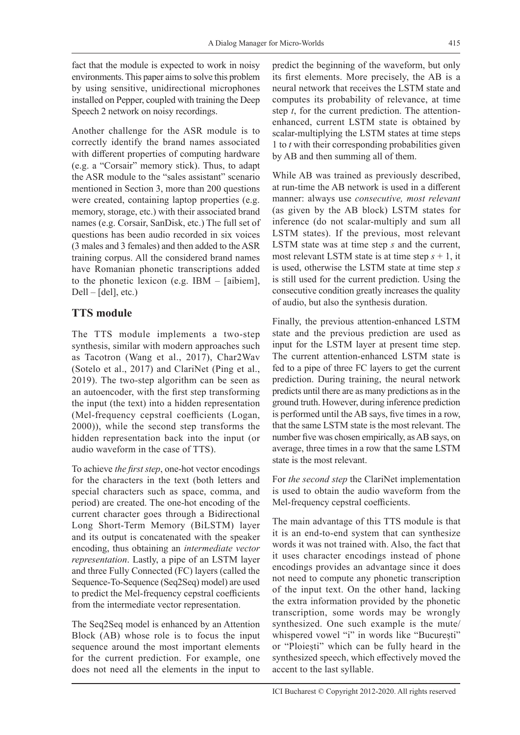fact that the module is expected to work in noisy environments. This paper aims to solve this problem by using sensitive, unidirectional microphones installed on Pepper, coupled with training the Deep Speech 2 network on noisy recordings.

Another challenge for the ASR module is to correctly identify the brand names associated with different properties of computing hardware (e.g. a "Corsair" memory stick). Thus, to adapt the ASR module to the "sales assistant" scenario mentioned in Section 3, more than 200 questions were created, containing laptop properties (e.g. memory, storage, etc.) with their associated brand names (e.g. Corsair, SanDisk, etc.) The full set of questions has been audio recorded in six voices (3 males and 3 females) and then added to the ASR training corpus. All the considered brand names have Romanian phonetic transcriptions added to the phonetic lexicon (e.g. IBM – [aibiem], Dell – [del], etc.)

## TTS module

The TTS module implements a two-step synthesis, similar with modern approaches such as Tacotron (Wang et al., 2017), Char2Wav (Sotelo et al., 2017) and ClariNet (Ping et al., 2019). The two-step algorithm can be seen as an autoencoder, with the first step transforming the input (the text) into a hidden representation (Mel-frequency cepstral coefficients (Logan, 2000)), while the second step transforms the hidden representation back into the input (or audio waveform in the case of TTS).

To achieve *the first step*, one-hot vector encodings for the characters in the text (both letters and special characters such as space, comma, and period) are created. The one-hot encoding of the current character goes through a Bidirectional Long Short-Term Memory (BiLSTM) layer and its output is concatenated with the speaker encoding, thus obtaining an *intermediate vector representation*. Lastly, a pipe of an LSTM layer and three Fully Connected (FC) layers (called the Sequence-To-Sequence (Seq2Seq) model) are used to predict the Mel-frequency cepstral coefficients from the intermediate vector representation.

The Seq2Seq model is enhanced by an Attention Block (AB) whose role is to focus the input sequence around the most important elements for the current prediction. For example, one does not need all the elements in the input to predict the beginning of the waveform, but only its first elements. More precisely, the AB is a neural network that receives the LSTM state and computes its probability of relevance, at time step $t$, for the current prediction. The attention-enhanced, current LSTM state is obtained by scalar-multiplying the LSTM states at time steps 1 to $t$ with their corresponding probabilities given by AB and then summing all of them.

While AB was trained as previously described, at run-time the AB network is used in a different manner: always use *consecutive, most relevant* (as given by the AB block) LSTM states for inference (do not scalar-multiply and sum all LSTM states). If the previous, most relevant LSTM state was at time step $s$ and the current, most relevant LSTM state is at time step $s + 1$, it is used, otherwise the LSTM state at time step $s$ is still used for the current prediction. Using the consecutive condition greatly increases the quality of audio, but also the synthesis duration.

Finally, the previous attention-enhanced LSTM state and the previous prediction are used as input for the LSTM layer at present time step. The current attention-enhanced LSTM state is fed to a pipe of three FC layers to get the current prediction. During training, the neural network predicts until there are as many predictions as in the ground truth. However, during inference prediction is performed until the AB says, five times in a row, that the same LSTM state is the most relevant. The number five was chosen empirically, as AB says, on average, three times in a row that the same LSTM state is the most relevant.

For *the second step* the ClariNet implementation is used to obtain the audio waveform from the Mel-frequency cepstral coefficients.

The main advantage of this TTS module is that it is an end-to-end system that can synthesize words it was not trained with. Also, the fact that it uses character encodings instead of phone encodings provides an advantage since it does not need to compute any phonetic transcription of the input text. On the other hand, lacking the extra information provided by the phonetic transcription, some words may be wrongly synthesized. One such example is the mute/whispered vowel "i" in words like "București" or "Ploiești" which can be fully heard in the synthesized speech, which effectively moved the accent to the last syllable.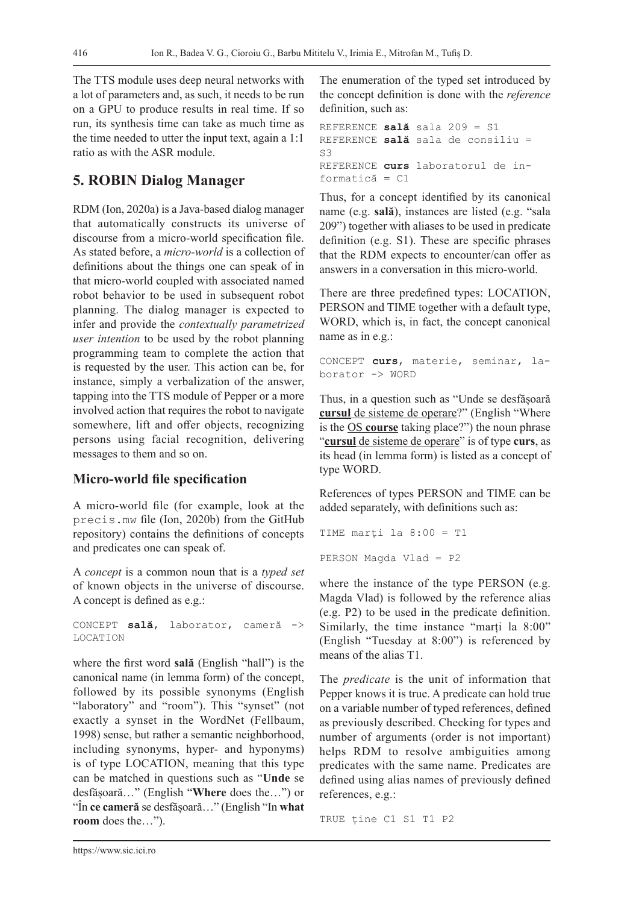The TTS module uses deep neural networks with a lot of parameters and, as such, it needs to be run on a GPU to produce results in real time. If so run, its synthesis time can take as much time as the time needed to utter the input text, again a 1:1 ratio as with the ASR module.

## 5. ROBIN Dialog Manager

RDM (Ion, 2020a) is a Java-based dialog manager that automatically constructs its universe of discourse from a micro-world specification file. As stated before, a *micro-world* is a collection of definitions about the things one can speak of in that micro-world coupled with associated named robot behavior to be used in subsequent robot planning. The dialog manager is expected to infer and provide the *contextually parametrized user intention* to be used by the robot planning programming team to complete the action that is requested by the user. This action can be, for instance, simply a verbalization of the answer, tapping into the TTS module of Pepper or a more involved action that requires the robot to navigate somewhere, lift and offer objects, recognizing persons using facial recognition, delivering messages to them and so on.

### Micro-world file specification

A micro-world file (for example, look at the `precis.mw` file (Ion, 2020b) from the GitHub repository) contains the definitions of concepts and predicates one can speak of.

A *concept* is a common noun that is a *typed set* of known objects in the universe of discourse. A concept is defined as e.g.:

```
CONCEPT sală, laborator, cameră -> LOCATION
```

where the first word **sală** (English "hall") is the canonical name (in lemma form) of the concept, followed by its possible synonyms (English "laboratory" and "room"). This "synset" (not exactly a synset in the WordNet (Fellbaum, 1998) sense, but rather a semantic neighborhood, including synonyms, hyper- and hyponyms) is of type LOCATION, meaning that this type can be matched in questions such as "**Unde** se desfășoară…" (English "**Where** does the…") or "În **ce cameră** se desfășoară…" (English "In **what room** does the…").

The enumeration of the typed set introduced by the concept definition is done with the *reference* definition, such as:

```
REFERENCE sală sala 209 = S1
REFERENCE sală sala de consiliu = S3
REFERENCE curs laboratorul de informatică = C1
```

Thus, for a concept identified by its canonical name (e.g. **sală**), instances are listed (e.g. "sala 209") together with aliases to be used in predicate definition (e.g. S1). These are specific phrases that the RDM expects to encounter/can offer as answers in a conversation in this micro-world.

There are three predefined types: LOCATION, PERSON and TIME together with a default type, WORD, which is, in fact, the concept canonical name as in e.g.:

```
CONCEPT curs, materie, seminar, laborator -> WORD
```

Thus, in a question such as "Unde se desfășoară <u>**cursul** de sisteme de operare</u>?" (English "Where is the <u>OS **course**</u> taking place?") the noun phrase "<u>**cursul** de sisteme de operare</u>" is of type **curs**, as its head (in lemma form) is listed as a concept of type WORD.

References of types PERSON and TIME can be added separately, with definitions such as:

```
TIME marți la 8:00 = T1
```

```
PERSON Magda Vlad = P2
```

where the instance of the type PERSON (e.g. Magda Vlad) is followed by the reference alias (e.g. P2) to be used in the predicate definition. Similarly, the time instance "marți la 8:00" (English "Tuesday at 8:00") is referenced by means of the alias T1.

The *predicate* is the unit of information that Pepper knows it is true. A predicate can hold true on a variable number of typed references, defined as previously described. Checking for types and number of arguments (order is not important) helps RDM to resolve ambiguities among predicates with the same name. Predicates are defined using alias names of previously defined references, e.g.:

```
TRUE ține C1 S1 T1 P2
```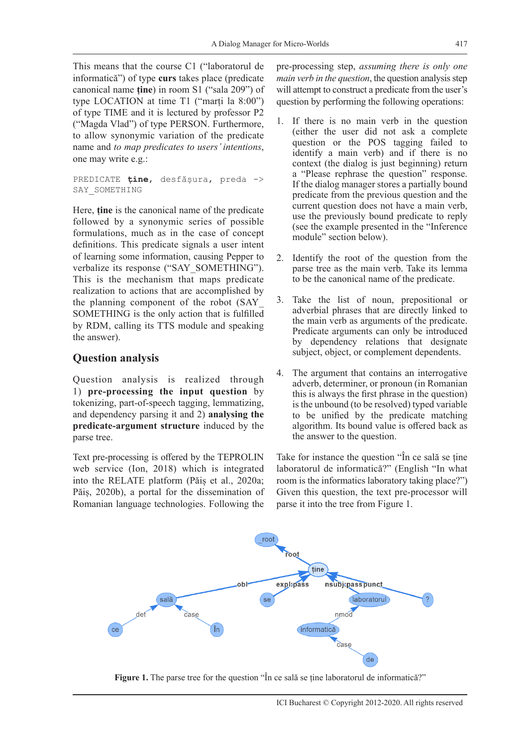This means that the course C1 ("laboratorul de informatică") of type **curs** takes place (predicate canonical name **ține**) in room S1 ("sala 209") of type LOCATION at time T1 ("marți la 8:00") of type TIME and it is lectured by professor P2 ("Magda Vlad") of type PERSON. Furthermore, to allow synonymic variation of the predicate name and *to map predicates to users' intentions*, one may write e.g.:

```
PREDICATE ține, desfășura, preda ->
SAY_SOMETHING
```

Here, **ține** is the canonical name of the predicate followed by a synonymic series of possible formulations, much as in the case of concept definitions. This predicate signals a user intent of learning some information, causing Pepper to verbalize its response ("SAY_SOMETHING"). This is the mechanism that maps predicate realization to actions that are accomplished by the planning component of the robot (SAY_SOMETHING is the only action that is fulfilled by RDM, calling its TTS module and speaking the answer).

## Question analysis

Question analysis is realized through 1) **pre-processing the input question** by tokenizing, part-of-speech tagging, lemmatizing, and dependency parsing it and 2) **analysing the predicate-argument structure** induced by the parse tree.

Text pre-processing is offered by the TEPROLIN web service (Ion, 2018) which is integrated into the RELATE platform (Păiș et al., 2020a; Păiș, 2020b), a portal for the dissemination of Romanian language technologies. Following the pre-processing step, *assuming there is only one main verb in the question*, the question analysis step will attempt to construct a predicate from the user's question by performing the following operations:

1. If there is no main verb in the question (either the user did not ask a complete question or the POS tagging failed to identify a main verb) and if there is no context (the dialog is just beginning) return a "Please rephrase the question" response. If the dialog manager stores a partially bound predicate from the previous question and the current question does not have a main verb, use the previously bound predicate to reply (see the example presented in the "Inference module" section below).
2. Identify the root of the question from the parse tree as the main verb. Take its lemma to be the canonical name of the predicate.
3. Take the list of noun, prepositional or adverbial phrases that are directly linked to the main verb as arguments of the predicate. Predicate arguments can only be introduced by dependency relations that designate subject, object, or complement dependents.
4. The argument that contains an interrogative adverb, determiner, or pronoun (in Romanian this is always the first phrase in the question) is the unbound (to be resolved) typed variable to be unified by the predicate matching algorithm. Its bound value is offered back as the answer to the question.

Take for instance the question "În ce sală se ține laboratorul de informatică?" (English "In what room is the informatics laboratory taking place?") Given this question, the text pre-processor will parse it into the tree from Figure 1.

**Figure 1.** The parse tree for the question "În ce sală se ține laboratorul de informatică?"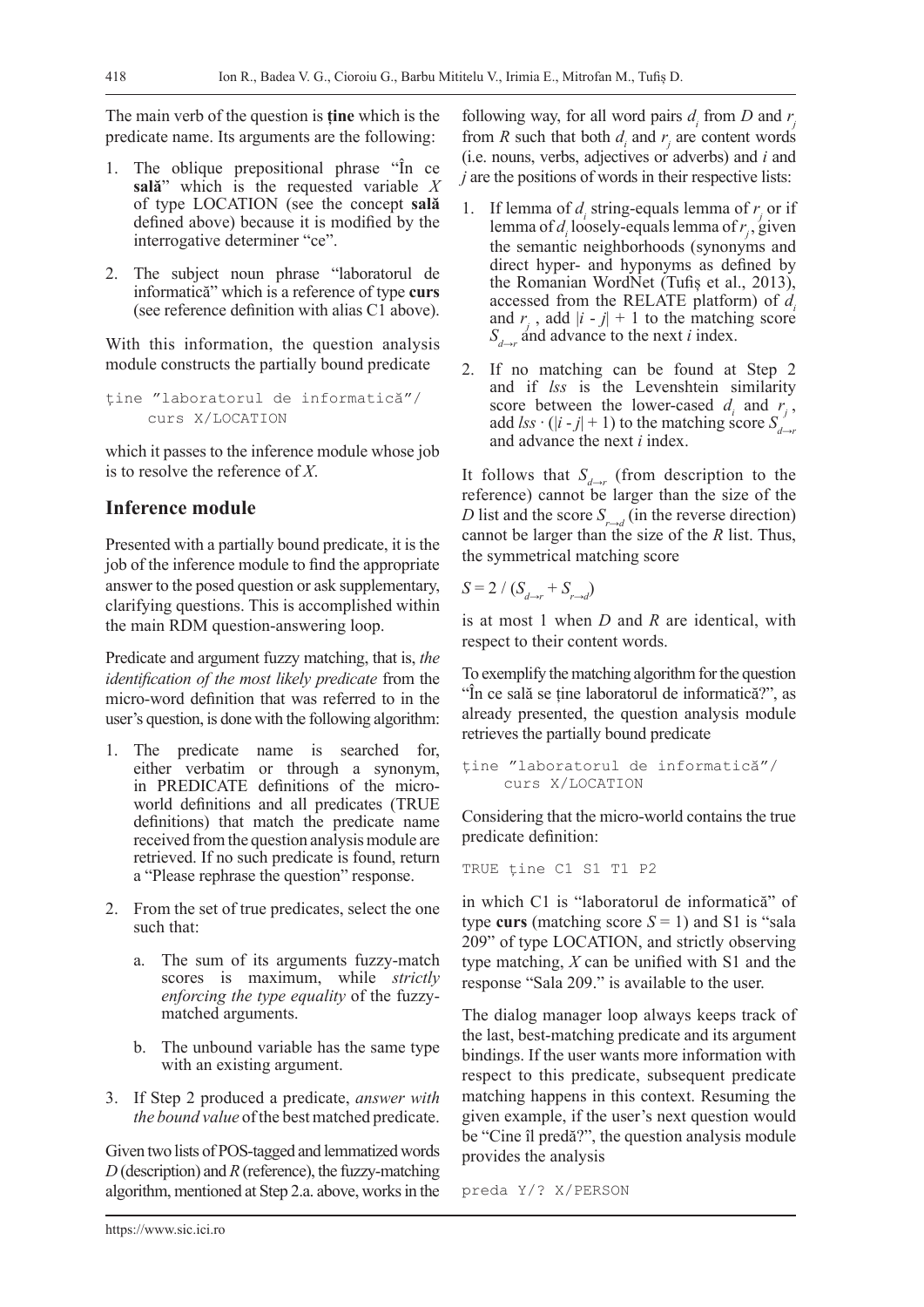The main verb of the question is **ține** which is the predicate name. Its arguments are the following:

1. The oblique prepositional phrase "În ce **sală**" which is the requested variable *X* of type LOCATION (see the concept **sală** defined above) because it is modified by the interrogative determiner "ce".
2. The subject noun phrase "laboratorul de informatică" which is a reference of type **curs** (see reference definition with alias C1 above).

With this information, the question analysis module constructs the partially bound predicate

```
ține "laboratorul de informatică"/
     curs X/LOCATION
```

which it passes to the inference module whose job is to resolve the reference of *X*.

## Inference module

Presented with a partially bound predicate, it is the job of the inference module to find the appropriate answer to the posed question or ask supplementary, clarifying questions. This is accomplished within the main RDM question-answering loop.

Predicate and argument fuzzy matching, that is, *the identification of the most likely predicate* from the micro-word definition that was referred to in the user's question, is done with the following algorithm:

1. The predicate name is searched for, either verbatim or through a synonym, in PREDICATE definitions of the micro-world definitions and all predicates (TRUE definitions) that match the predicate name received from the question analysis module are retrieved. If no such predicate is found, return a "Please rephrase the question" response.
2. From the set of true predicates, select the one such that:
    a. The sum of its arguments fuzzy-match scores is maximum, while *strictly enforcing the type equality* of the fuzzy-matched arguments.
    b. The unbound variable has the same type with an existing argument.
3. If Step 2 produced a predicate, *answer with the bound value* of the best matched predicate.

Given two lists of POS-tagged and lemmatized words *D* (description) and *R* (reference), the fuzzy-matching algorithm, mentioned at Step 2.a. above, works in the following way, for all word pairs $d_i$ from *D* and $r_j$ from *R* such that both $d_i$ and $r_j$ are content words (i.e. nouns, verbs, adjectives or adverbs) and *i* and *j* are the positions of words in their respective lists:

1. If lemma of $d_i$ string-equals lemma of $r_j$ or if lemma of $d_i$ loosely-equals lemma of $r_j$, given the semantic neighborhoods (synonyms and direct hyper- and hyponyms as defined by the Romanian WordNet (Tufiș et al., 2013), accessed from the RELATE platform) of $d_i$ and $r_j$, add $|i - j| + 1$ to the matching score $S_{d \to r}$ and advance to the next *i* index.
2. If no matching can be found at Step 2 and if *lss* is the Levenshtein similarity score between the lower-cased $d_i$ and $r_j$, add $lss \cdot (|i - j| + 1)$ to the matching score $S_{d \to r}$ and advance the next *i* index.

It follows that $S_{d \to r}$ (from description to the reference) cannot be larger than the size of the *D* list and the score $S_{r \to d}$ (in the reverse direction) cannot be larger than the size of the *R* list. Thus, the symmetrical matching score

$$S = 2 / (S_{d \to r} + S_{r \to d})$$

is at most 1 when *D* and *R* are identical, with respect to their content words.

To exemplify the matching algorithm for the question "În ce sală se ține laboratorul de informatică?", as already presented, the question analysis module retrieves the partially bound predicate

```
ține "laboratorul de informatică"/
     curs X/LOCATION
```

Considering that the micro-world contains the true predicate definition:

```
TRUE ține C1 S1 T1 P2
```

in which C1 is "laboratorul de informatică" of type **curs** (matching score $S = 1$) and S1 is "sala 209" of type LOCATION, and strictly observing type matching, *X* can be unified with S1 and the response "Sala 209." is available to the user.

The dialog manager loop always keeps track of the last, best-matching predicate and its argument bindings. If the user wants more information with respect to this predicate, subsequent predicate matching happens in this context. Resuming the given example, if the user's next question would be "Cine îl predă?", the question analysis module provides the analysis

```
preda Y/? X/PERSON
```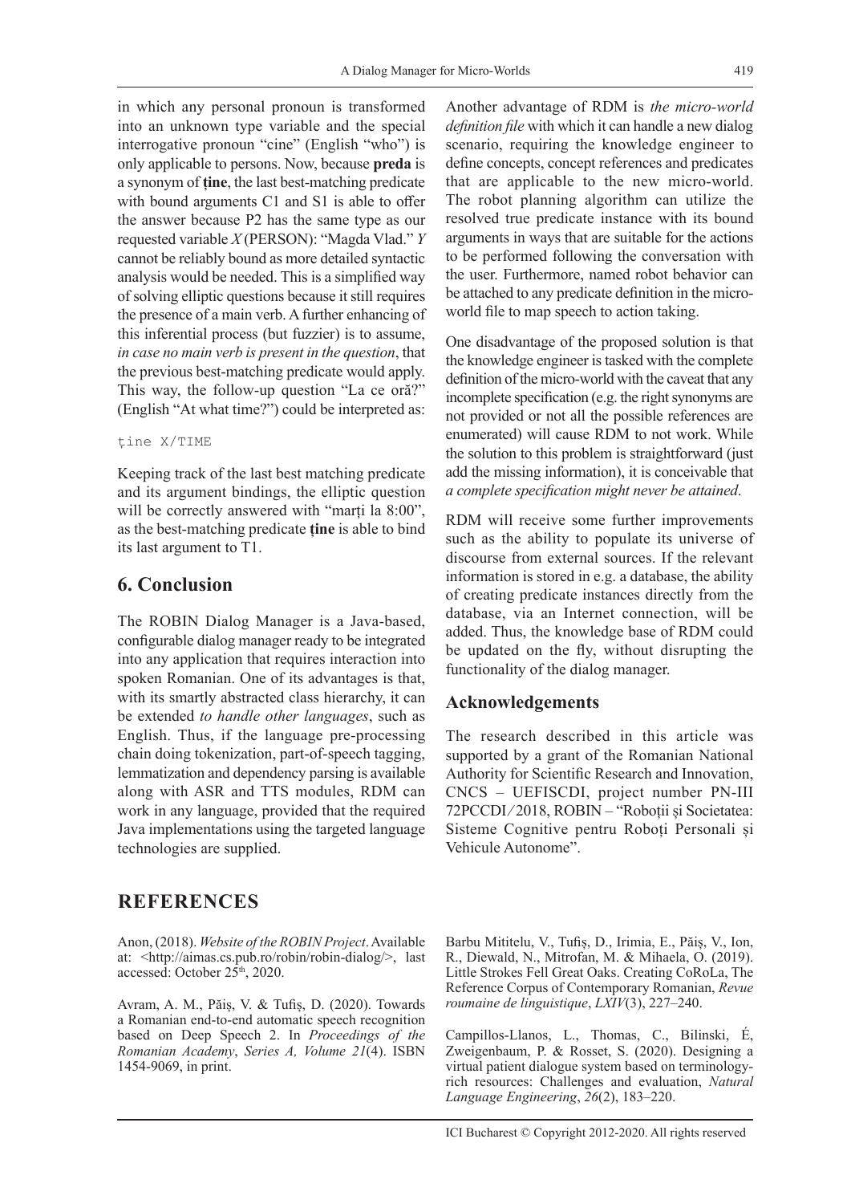in which any personal pronoun is transformed into an unknown type variable and the special interrogative pronoun "cine" (English "who") is only applicable to persons. Now, because **preda** is a synonym of **ține**, the last best-matching predicate with bound arguments C1 and S1 is able to offer the answer because P2 has the same type as our requested variable *X* (PERSON): "Magda Vlad." *Y* cannot be reliably bound as more detailed syntactic analysis would be needed. This is a simplified way of solving elliptic questions because it still requires the presence of a main verb. A further enhancing of this inferential process (but fuzzier) is to assume, *in case no main verb is present in the question*, that the previous best-matching predicate would apply. This way, the follow-up question "La ce oră?" (English "At what time?") could be interpreted as:

```
ține X/TIME
```

Keeping track of the last best matching predicate and its argument bindings, the elliptic question will be correctly answered with "marți la 8:00", as the best-matching predicate **ține** is able to bind its last argument to T1.

## 6. Conclusion

The ROBIN Dialog Manager is a Java-based, configurable dialog manager ready to be integrated into any application that requires interaction into spoken Romanian. One of its advantages is that, with its smartly abstracted class hierarchy, it can be extended *to handle other languages*, such as English. Thus, if the language pre-processing chain doing tokenization, part-of-speech tagging, lemmatization and dependency parsing is available along with ASR and TTS modules, RDM can work in any language, provided that the required Java implementations using the targeted language technologies are supplied.

Another advantage of RDM is *the micro-world definition file* with which it can handle a new dialog scenario, requiring the knowledge engineer to define concepts, concept references and predicates that are applicable to the new micro-world. The robot planning algorithm can utilize the resolved true predicate instance with its bound arguments in ways that are suitable for the actions to be performed following the conversation with the user. Furthermore, named robot behavior can be attached to any predicate definition in the micro-world file to map speech to action taking.

One disadvantage of the proposed solution is that the knowledge engineer is tasked with the complete definition of the micro-world with the caveat that any incomplete specification (e.g. the right synonyms are not provided or not all the possible references are enumerated) will cause RDM to not work. While the solution to this problem is straightforward (just add the missing information), it is conceivable that *a complete specification might never be attained*.

RDM will receive some further improvements such as the ability to populate its universe of discourse from external sources. If the relevant information is stored in e.g. a database, the ability of creating predicate instances directly from the database, via an Internet connection, will be added. Thus, the knowledge base of RDM could be updated on the fly, without disrupting the functionality of the dialog manager.

### Acknowledgements

The research described in this article was supported by a grant of the Romanian National Authority for Scientific Research and Innovation, CNCS – UEFISCDI, project number PN-III 72PCCDI/2018, ROBIN – "Roboții și Societatea: Sisteme Cognitive pentru Roboți Personali și Vehicule Autonome".

## REFERENCES

Anon, (2018). *Website of the ROBIN Project*. Available at: <http://aimas.cs.pub.ro/robin/robin-dialog/>, last accessed: October 25th, 2020.

Avram, A. M., Păiș, V. & Tufiș, D. (2020). Towards a Romanian end-to-end automatic speech recognition based on Deep Speech 2. In *Proceedings of the Romanian Academy*, *Series A, Volume 21*(4). ISBN 1454-9069, in print.

Barbu Mititelu, V., Tufiș, D., Irimia, E., Păiș, V., Ion, R., Diewald, N., Mitrofan, M. & Mihaela, O. (2019). Little Strokes Fell Great Oaks. Creating CoRoLa, The Reference Corpus of Contemporary Romanian, *Revue roumaine de linguistique*, *LXIV*(3), 227–240.

Campillos-Llanos, L., Thomas, C., Bilinski, É, Zweigenbaum, P. & Rosset, S. (2020). Designing a virtual patient dialogue system based on terminology-rich resources: Challenges and evaluation, *Natural Language Engineering*, *26*(2), 183–220.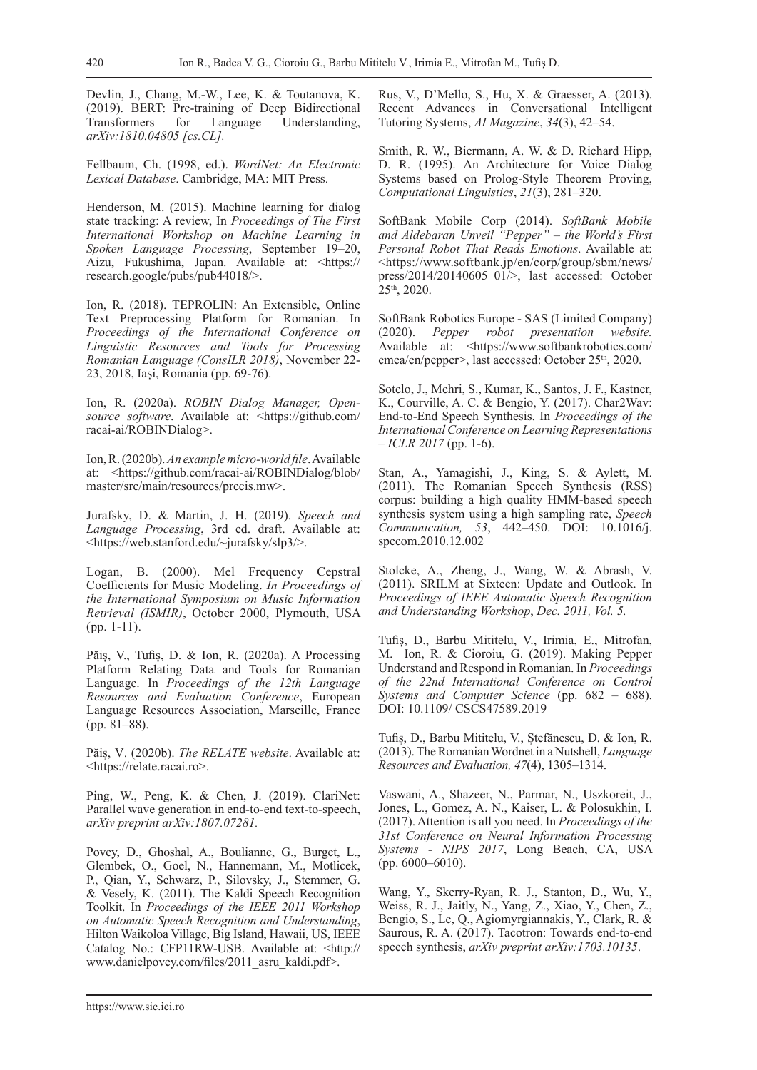Devlin, J., Chang, M.-W., Lee, K. & Toutanova, K. (2019). BERT: Pre-training of Deep Bidirectional Transformers for Language Understanding, *arXiv:1810.04805 [cs.CL].*

Fellbaum, Ch. (1998, ed.). *WordNet: An Electronic Lexical Database*. Cambridge, MA: MIT Press.

Henderson, M. (2015). Machine learning for dialog state tracking: A review, In *Proceedings of The First International Workshop on Machine Learning in Spoken Language Processing*, September 19–20, Aizu, Fukushima, Japan. Available at: <https://research.google/pubs/pub44018/>.

Ion, R. (2018). TEPROLIN: An Extensible, Online Text Preprocessing Platform for Romanian. In *Proceedings of the International Conference on Linguistic Resources and Tools for Processing Romanian Language (ConsILR 2018)*, November 22-23, 2018, Iași, Romania (pp. 69-76).

Ion, R. (2020a). *ROBIN Dialog Manager, Open-source software*. Available at: <https://github.com/racai-ai/ROBINDialog>.

Ion, R. (2020b). *An example micro-world file*. Available at: <https://github.com/racai-ai/ROBINDialog/blob/master/src/main/resources/precis.mw>.

Jurafsky, D. & Martin, J. H. (2019). *Speech and Language Processing*, 3rd ed. draft. Available at: <https://web.stanford.edu/~jurafsky/slp3/>.

Logan, B. (2000). Mel Frequency Cepstral Coefficients for Music Modeling. *In Proceedings of the International Symposium on Music Information Retrieval (ISMIR)*, October 2000, Plymouth, USA (pp. 1-11).

Păiș, V., Tufiș, D. & Ion, R. (2020a). A Processing Platform Relating Data and Tools for Romanian Language. In *Proceedings of the 12th Language Resources and Evaluation Conference*, European Language Resources Association, Marseille, France (pp. 81–88).

Păiș, V. (2020b). *The RELATE website*. Available at: <https://relate.racai.ro>.

Ping, W., Peng, K. & Chen, J. (2019). ClariNet: Parallel wave generation in end-to-end text-to-speech, *arXiv preprint arXiv:1807.07281.*

Povey, D., Ghoshal, A., Boulianne, G., Burget, L., Glembek, O., Goel, N., Hannemann, M., Motlicek, P., Qian, Y., Schwarz, P., Silovsky, J., Stemmer, G. & Vesely, K. (2011). The Kaldi Speech Recognition Toolkit. In *Proceedings of the IEEE 2011 Workshop on Automatic Speech Recognition and Understanding*, Hilton Waikoloa Village, Big Island, Hawaii, US, IEEE Catalog No.: CFP11RW-USB. Available at: <http://www.danielpovey.com/files/2011_asru_kaldi.pdf>.

Rus, V., D'Mello, S., Hu, X. & Graesser, A. (2013). Recent Advances in Conversational Intelligent Tutoring Systems, *AI Magazine*, *34*(3), 42–54.

Smith, R. W., Biermann, A. W. & D. Richard Hipp, D. R. (1995). An Architecture for Voice Dialog Systems based on Prolog-Style Theorem Proving, *Computational Linguistics*, *21*(3), 281–320.

SoftBank Mobile Corp (2014). *SoftBank Mobile and Aldebaran Unveil "Pepper" – the World's First Personal Robot That Reads Emotions*. Available at: <https://www.softbank.jp/en/corp/group/sbm/news/press/2014/20140605_01/>, last accessed: October 25th, 2020.

SoftBank Robotics Europe - SAS (Limited Company) (2020). *Pepper robot presentation website.* Available at: <https://www.softbankrobotics.com/emea/en/pepper>, last accessed: October 25th, 2020.

Sotelo, J., Mehri, S., Kumar, K., Santos, J. F., Kastner, K., Courville, A. C. & Bengio, Y. (2017). Char2Wav: End-to-End Speech Synthesis. In *Proceedings of the International Conference on Learning Representations – ICLR 2017* (pp. 1-6).

Stan, A., Yamagishi, J., King, S. & Aylett, M. (2011). The Romanian Speech Synthesis (RSS) corpus: building a high quality HMM-based speech synthesis system using a high sampling rate, *Speech Communication, 53*, 442–450. DOI: 10.1016/j.specom.2010.12.002

Stolcke, A., Zheng, J., Wang, W. & Abrash, V. (2011). SRILM at Sixteen: Update and Outlook. In *Proceedings of IEEE Automatic Speech Recognition and Understanding Workshop*, *Dec. 2011, Vol. 5.*

Tufiș, D., Barbu Mititelu, V., Irimia, E., Mitrofan, M. Ion, R. & Cioroiu, G. (2019). Making Pepper Understand and Respond in Romanian. In *Proceedings of the 22nd International Conference on Control Systems and Computer Science* (pp. 682 – 688). DOI: 10.1109/ CSCS47589.2019

Tufiș, D., Barbu Mititelu, V., Ștefănescu, D. & Ion, R. (2013). The Romanian Wordnet in a Nutshell, *Language Resources and Evaluation, 47*(4), 1305–1314.

Vaswani, A., Shazeer, N., Parmar, N., Uszkoreit, J., Jones, L., Gomez, A. N., Kaiser, L. & Polosukhin, I. (2017). Attention is all you need. In *Proceedings of the 31st Conference on Neural Information Processing Systems - NIPS 2017*, Long Beach, CA, USA (pp. 6000–6010).

Wang, Y., Skerry-Ryan, R. J., Stanton, D., Wu, Y., Weiss, R. J., Jaitly, N., Yang, Z., Xiao, Y., Chen, Z., Bengio, S., Le, Q., Agiomyrgiannakis, Y., Clark, R. & Saurous, R. A. (2017). Tacotron: Towards end-to-end speech synthesis, *arXiv preprint arXiv:1703.10135*.